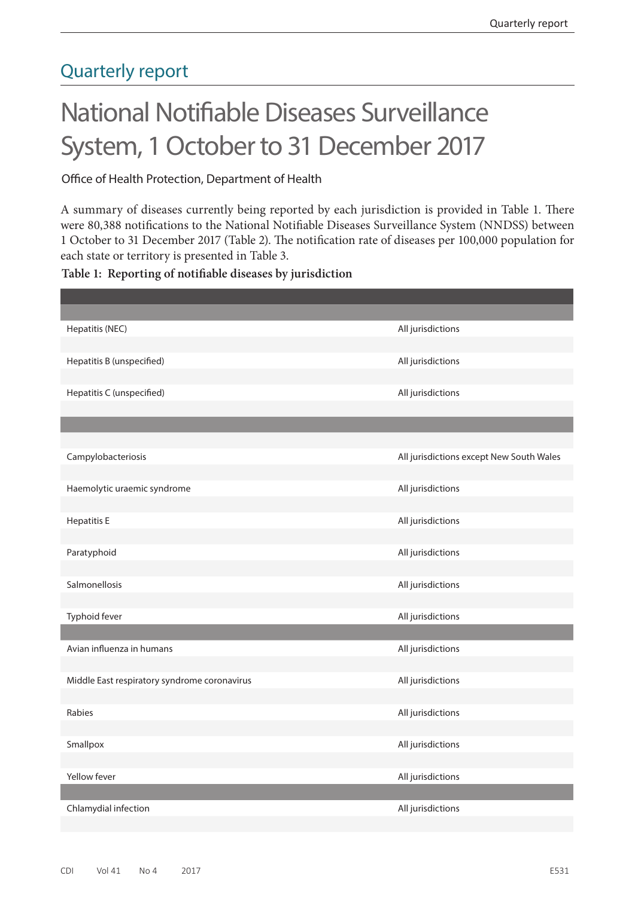## Quarterly report

# National Notifiable Diseases Surveillance System, 1 October to 31 December 2017

Office of Health Protection, Department of Health

A summary of diseases currently being reported by each jurisdiction is provided in Table 1. There were 80,388 notifications to the National Notifiable Diseases Surveillance System (NNDSS) between 1 October to 31 December 2017 (Table 2). The notification rate of diseases per 100,000 population for each state or territory is presented in Table 3.

**Table 1: Reporting of notifiable diseases by jurisdiction**

| | |
|---|---|
| Hepatitis (NEC) | All jurisdictions |
| Hepatitis B (unspecified) | All jurisdictions |
| Hepatitis C (unspecified) | All jurisdictions |
| | |
| Campylobacteriosis | All jurisdictions except New South Wales |
| Haemolytic uraemic syndrome | All jurisdictions |
| Hepatitis E | All jurisdictions |
| Paratyphoid | All jurisdictions |
| Salmonellosis | All jurisdictions |
| Typhoid fever | All jurisdictions |
| | |
| Avian influenza in humans | All jurisdictions |
| Middle East respiratory syndrome coronavirus | All jurisdictions |
| Rabies | All jurisdictions |
| Smallpox | All jurisdictions |
| Yellow fever | All jurisdictions |
| | |
| Chlamydial infection | All jurisdictions |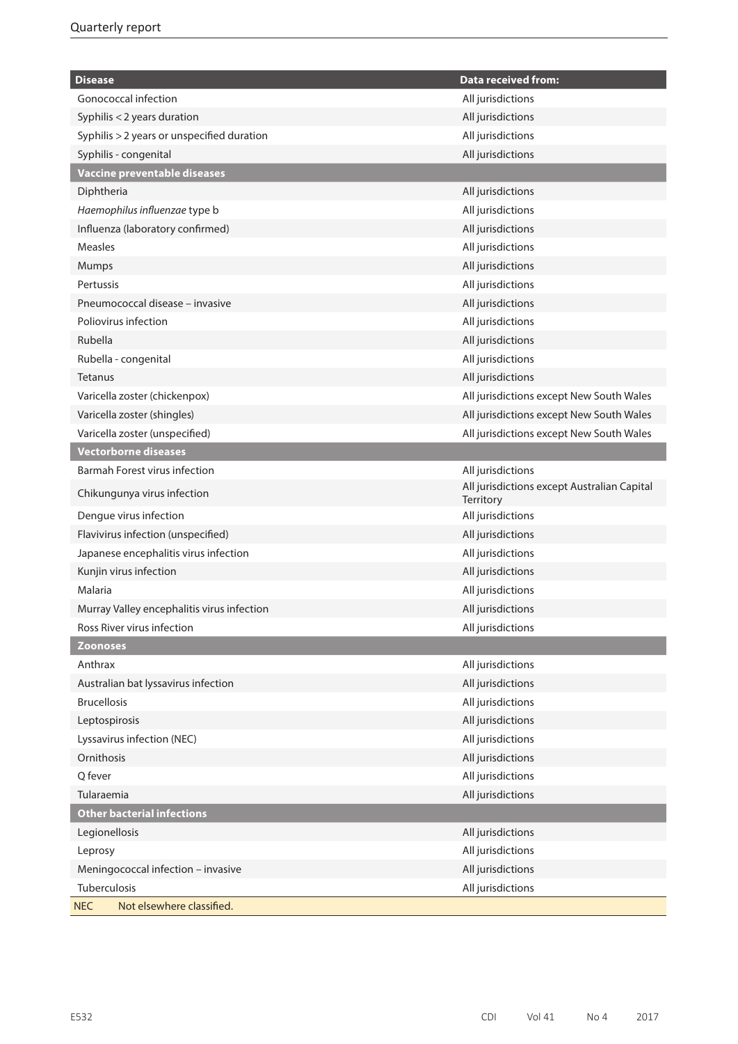| Disease | Data received from: |
|---|---|
| Gonococcal infection | All jurisdictions |
| Syphilis < 2 years duration | All jurisdictions |
| Syphilis > 2 years or unspecified duration | All jurisdictions |
| Syphilis - congenital | All jurisdictions |
| **Vaccine preventable diseases** | |
| Diphtheria | All jurisdictions |
| *Haemophilus influenzae* type b | All jurisdictions |
| Influenza (laboratory confirmed) | All jurisdictions |
| Measles | All jurisdictions |
| Mumps | All jurisdictions |
| Pertussis | All jurisdictions |
| Pneumococcal disease – invasive | All jurisdictions |
| Poliovirus infection | All jurisdictions |
| Rubella | All jurisdictions |
| Rubella - congenital | All jurisdictions |
| Tetanus | All jurisdictions |
| Varicella zoster (chickenpox) | All jurisdictions except New South Wales |
| Varicella zoster (shingles) | All jurisdictions except New South Wales |
| Varicella zoster (unspecified) | All jurisdictions except New South Wales |
| **Vectorborne diseases** | |
| Barmah Forest virus infection | All jurisdictions |
| Chikungunya virus infection | All jurisdictions except Australian Capital Territory |
| Dengue virus infection | All jurisdictions |
| Flavivirus infection (unspecified) | All jurisdictions |
| Japanese encephalitis virus infection | All jurisdictions |
| Kunjin virus infection | All jurisdictions |
| Malaria | All jurisdictions |
| Murray Valley encephalitis virus infection | All jurisdictions |
| Ross River virus infection | All jurisdictions |
| **Zoonoses** | |
| Anthrax | All jurisdictions |
| Australian bat lyssavirus infection | All jurisdictions |
| Brucellosis | All jurisdictions |
| Leptospirosis | All jurisdictions |
| Lyssavirus infection (NEC) | All jurisdictions |
| Ornithosis | All jurisdictions |
| Q fever | All jurisdictions |
| Tularaemia | All jurisdictions |
| **Other bacterial infections** | |
| Legionellosis | All jurisdictions |
| Leprosy | All jurisdictions |
| Meningococcal infection – invasive | All jurisdictions |
| Tuberculosis | All jurisdictions |

NEC Not elsewhere classified.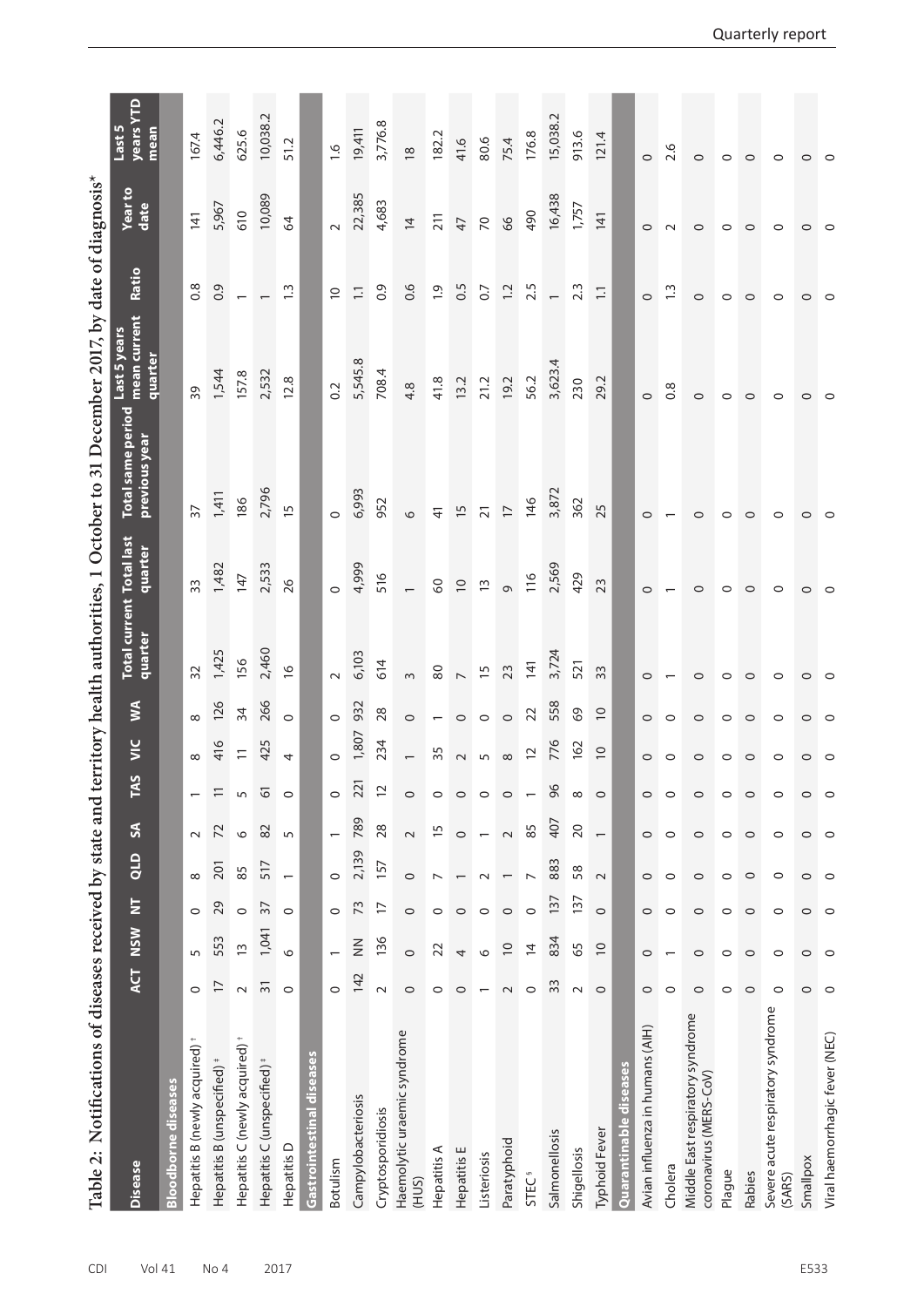Table 2: Notifications of diseases received by state and territory health authorities, 1 October to 31 December 2017, by date of diagnosis*

| Disease | ACT | NSW | NT | QLD | SA | TAS | VIC | WA | Total current quarter | Total last quarter | Total same period previous year | Last 5 years mean current quarter | Ratio | Year to date | Last 5 years YTD mean |
|---|---|---|---|---|---|---|---|---|---|---|---|---|---|---|---|
| **Bloodborne diseases** | | | | | | | | | | | | | | | |
| Hepatitis B (newly acquired) † | 0 | 5 | 0 | 8 | 2 | 1 | 8 | 8 | 32 | 33 | 37 | 39 | 0.8 | 141 | 167.4 |
| Hepatitis B (unspecified) ‡ | 17 | 553 | 29 | 201 | 72 | 11 | 416 | 126 | 1,425 | 1,482 | 1,411 | 1,544 | 0.9 | 5,967 | 6,446.2 |
| Hepatitis C (newly acquired) † | 2 | 13 | 0 | 85 | 6 | 5 | 11 | 34 | 156 | 147 | 186 | 157.8 | 1 | 610 | 625.6 |
| Hepatitis C (unspecified) ‡ | 31 | 1,041 | 37 | 517 | 82 | 61 | 425 | 266 | 2,460 | 2,533 | 2,796 | 2,532 | 1 | 10,089 | 10,038.2 |
| Hepatitis D | 0 | 6 | 0 | 1 | 5 | 0 | 4 | 0 | 16 | 26 | 15 | 12.8 | 1.3 | 64 | 51.2 |
| **Gastrointestinal diseases** | | | | | | | | | | | | | | | |
| Botulism | 0 | 1 | 0 | 0 | 1 | 0 | 0 | 0 | 2 | 0 | 0 | 0.2 | 10 | 2 | 1.6 |
| Campylobacteriosis | 142 | NN | 73 | 2,139 | 789 | 221 | 1,807 | 932 | 6,103 | 4,999 | 6,993 | 5,545.8 | 1.1 | 22,385 | 19,411 |
| Cryptosporidiosis | 2 | 136 | 17 | 157 | 28 | 12 | 234 | 28 | 614 | 516 | 952 | 708.4 | 0.9 | 4,683 | 3,776.8 |
| Haemolytic uraemic syndrome (HUS) | 0 | 0 | 0 | 0 | 2 | 0 | 1 | 0 | 3 | 1 | 6 | 4.8 | 0.6 | 14 | 18 |
| Hepatitis A | 0 | 22 | 0 | 7 | 15 | 0 | 35 | 1 | 80 | 60 | 41 | 41.8 | 1.9 | 211 | 182.2 |
| Hepatitis E | 0 | 4 | 0 | 1 | 0 | 0 | 2 | 0 | 7 | 10 | 15 | 13.2 | 0.5 | 47 | 41.6 |
| Listeriosis | 1 | 6 | 0 | 2 | 1 | 0 | 5 | 0 | 15 | 13 | 21 | 21.2 | 0.7 | 70 | 80.6 |
| Paratyphoid | 2 | 10 | 0 | 1 | 2 | 0 | 8 | 0 | 23 | 9 | 17 | 19.2 | 1.2 | 66 | 75.4 |
| STEC § | 0 | 14 | 0 | 7 | 85 | 1 | 12 | 22 | 141 | 116 | 146 | 56.2 | 2.5 | 490 | 176.8 |
| Salmonellosis | 33 | 834 | 137 | 883 | 407 | 96 | 776 | 558 | 3,724 | 2,569 | 3,872 | 3,623.4 | 1 | 16,438 | 15,038.2 |
| Shigellosis | 2 | 65 | 137 | 58 | 20 | 8 | 162 | 69 | 521 | 429 | 362 | 230 | 2.3 | 1,757 | 913.6 |
| Typhoid Fever | 0 | 10 | 0 | 2 | 1 | 0 | 10 | 10 | 33 | 23 | 25 | 29.2 | 1.1 | 141 | 121.4 |
| **Quarantinable diseases** | | | | | | | | | | | | | | | |
| Avian influenza in humans (AIH) | 0 | 0 | 0 | 0 | 0 | 0 | 0 | 0 | 0 | 0 | 0 | 0 | 0 | 0 | 0 |
| Cholera | 0 | 1 | 0 | 0 | 0 | 0 | 0 | 0 | 1 | 1 | 1 | 0.8 | 1.3 | 2 | 2.6 |
| Middle East respiratory syndrome coronavirus (MERS-CoV) | 0 | 0 | 0 | 0 | 0 | 0 | 0 | 0 | 0 | 0 | 0 | 0 | 0 | 0 | 0 |
| Plague | 0 | 0 | 0 | 0 | 0 | 0 | 0 | 0 | 0 | 0 | 0 | 0 | 0 | 0 | 0 |
| Rabies | 0 | 0 | 0 | 0 | 0 | 0 | 0 | 0 | 0 | 0 | 0 | 0 | 0 | 0 | 0 |
| Severe acute respiratory syndrome (SARS) | 0 | 0 | 0 | 0 | 0 | 0 | 0 | 0 | 0 | 0 | 0 | 0 | 0 | 0 | 0 |
| Smallpox | 0 | 0 | 0 | 0 | 0 | 0 | 0 | 0 | 0 | 0 | 0 | 0 | 0 | 0 | 0 |
| Viral haemorrhagic fever (NEC) | 0 | 0 | 0 | 0 | 0 | 0 | 0 | 0 | 0 | 0 | 0 | 0 | 0 | 0 | 0 |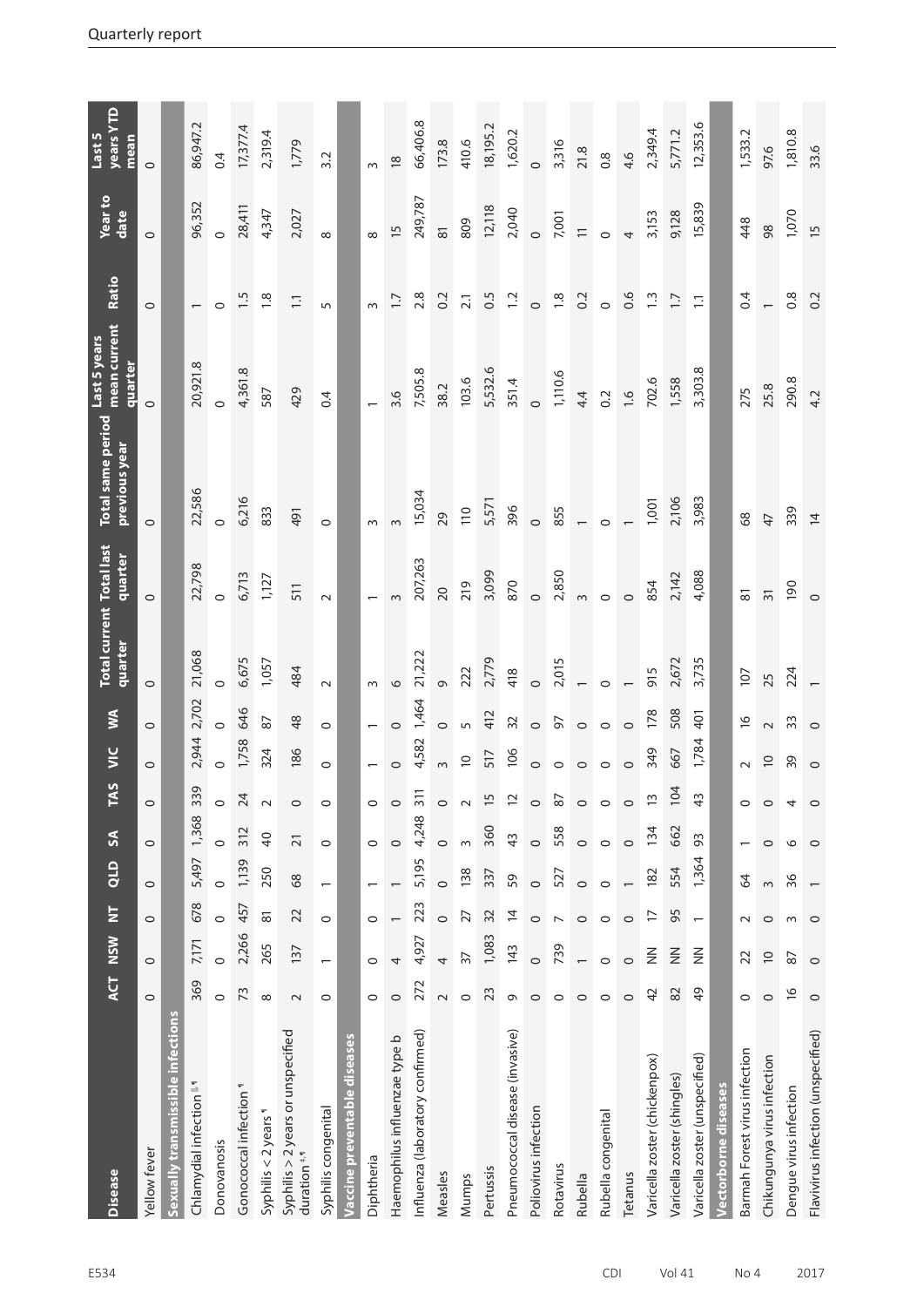| Disease | ACT | NSW | NT | QLD | SA | TAS | VIC | WA | Total current quarter | Total last quarter | Total same period previous year | Last 5 years mean current quarter | Ratio | Year to date | Last 5 years YTD mean |
|---|---|---|---|---|---|---|---|---|---|---|---|---|---|---|---|
| Yellow fever | 0 | 0 | 0 | 0 | 0 | 0 | 0 | 0 | 0 | 0 | 0 | 0 | 0 | 0 | 0 |
| **Sexually transmissible infections** | | | | | | | | | | | | | | | |
| Chlamydial infection ‖,¶ | 369 | 7,171 | 678 | 5,497 | 1,368 | 339 | 2,944 | 2,702 | 21,068 | 22,798 | 22,586 | 20,921.8 | 1 | 96,352 | 86,947.2 |
| Donovanosis | 0 | 0 | 0 | 0 | 0 | 0 | 0 | 0 | 0 | 0 | 0 | 0 | 0 | 0 | 0.4 |
| Gonococcal infection ¶ | 73 | 2,266 | 457 | 1,139 | 312 | 24 | 1,758 | 646 | 6,675 | 6,713 | 6,216 | 4,361.8 | 1.5 | 28,411 | 17,377.4 |
| Syphilis < 2 years ¶ | 8 | 265 | 81 | 250 | 40 | 2 | 324 | 87 | 1,057 | 1,127 | 833 | 587 | 1.8 | 4,347 | 2,319.4 |
| Syphilis > 2 years or unspecified duration ‡,¶ | 2 | 137 | 22 | 68 | 21 | 0 | 186 | 48 | 484 | 511 | 491 | 429 | 1.1 | 2,027 | 1,779 |
| Syphilis congenital | 0 | 1 | 0 | 1 | 0 | 0 | 0 | 0 | 2 | 2 | 0 | 0.4 | 5 | 8 | 3.2 |
| **Vaccine preventable diseases** | | | | | | | | | | | | | | | |
| Diphtheria | 0 | 0 | 0 | 1 | 0 | 0 | 1 | 1 | 3 | 1 | 3 | 1 | 3 | 8 | 3 |
| Haemophilus influenzae type b | 0 | 4 | 1 | 1 | 0 | 0 | 0 | 0 | 6 | 3 | 3 | 3.6 | 1.7 | 15 | 18 |
| Influenza (laboratory confirmed) | 272 | 4,927 | 223 | 5,195 | 4,248 | 311 | 4,582 | 1,464 | 21,222 | 207,263 | 15,034 | 7,505.8 | 2.8 | 249,787 | 66,406.8 |
| Measles | 2 | 4 | 0 | 0 | 0 | 0 | 3 | 0 | 9 | 20 | 29 | 38.2 | 0.2 | 81 | 173.8 |
| Mumps | 0 | 37 | 27 | 138 | 3 | 2 | 10 | 5 | 222 | 219 | 110 | 103.6 | 2.1 | 809 | 410.6 |
| Pertussis | 23 | 1,083 | 32 | 337 | 360 | 15 | 517 | 412 | 2,779 | 3,099 | 5,571 | 5,532.6 | 0.5 | 12,118 | 18,195.2 |
| Pneumococcal disease (invasive) | 9 | 143 | 14 | 59 | 43 | 12 | 106 | 32 | 418 | 870 | 396 | 351.4 | 1.2 | 2,040 | 1,620.2 |
| Poliovirus infection | 0 | 0 | 0 | 0 | 0 | 0 | 0 | 0 | 0 | 0 | 0 | 0 | 0 | 0 | 0 |
| Rotavirus | 0 | 739 | 7 | 527 | 558 | 87 | 0 | 97 | 2,015 | 2,850 | 855 | 1,110.6 | 1.8 | 7,001 | 3,316 |
| Rubella | 0 | 1 | 0 | 0 | 0 | 0 | 0 | 0 | 1 | 3 | 1 | 4.4 | 0.2 | 11 | 21.8 |
| Rubella congenital | 0 | 0 | 0 | 0 | 0 | 0 | 0 | 0 | 0 | 0 | 0 | 0.2 | 0 | 0 | 0.8 |
| Tetanus | 0 | 0 | 0 | 1 | 0 | 0 | 0 | 0 | 1 | 0 | 1 | 1.6 | 0.6 | 4 | 4.6 |
| Varicella zoster (chickenpox) | 42 | NN | 17 | 182 | 134 | 13 | 349 | 178 | 915 | 854 | 1,001 | 702.6 | 1.3 | 3,153 | 2,349.4 |
| Varicella zoster (shingles) | 82 | NN | 95 | 554 | 662 | 104 | 667 | 508 | 2,672 | 2,142 | 2,106 | 1,558 | 1.7 | 9,128 | 5,771.2 |
| Varicella zoster (unspecified) | 49 | NN | 1 | 1,364 | 93 | 43 | 1,784 | 401 | 3,735 | 4,088 | 3,983 | 3,303.8 | 1.1 | 15,839 | 12,353.6 |
| **Vectorborne diseases** | | | | | | | | | | | | | | | |
| Barmah Forest virus infection | 0 | 22 | 2 | 64 | 1 | 0 | 2 | 16 | 107 | 81 | 68 | 275 | 0.4 | 448 | 1,533.2 |
| Chikungunya virus infection | 0 | 10 | 0 | 3 | 0 | 0 | 10 | 2 | 25 | 31 | 47 | 25.8 | 1 | 98 | 97.6 |
| Dengue virus infection | 16 | 87 | 3 | 36 | 6 | 4 | 39 | 33 | 224 | 190 | 339 | 290.8 | 0.8 | 1,070 | 1,810.8 |
| Flavivirus infection (unspecified) | 0 | 0 | 0 | 1 | 0 | 0 | 0 | 0 | 1 | 0 | 14 | 4.2 | 0.2 | 15 | 33.6 |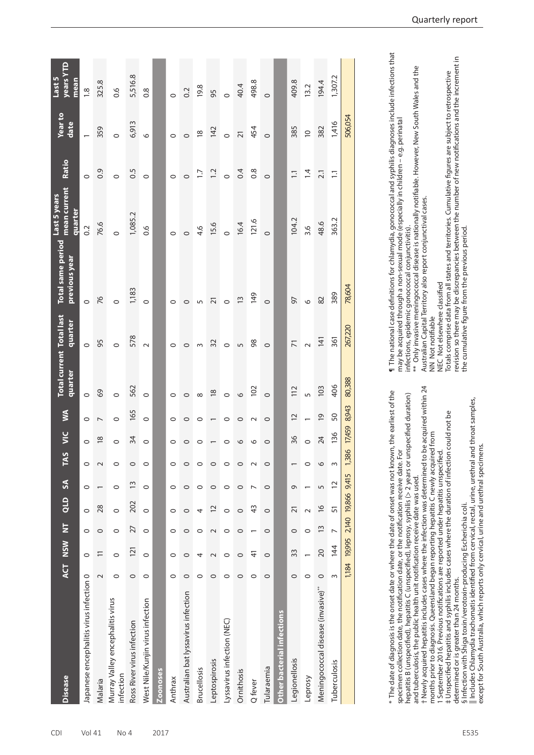| Disease | ACT | NSW | NT | QLD | SA | TAS | VIC | WA | Total current quarter | Total last quarter | Total same period previous year | Last 5 years mean current quarter | Ratio | Year to date | Last 5 years YTD mean |
|---|---|---|---|---|---|---|---|---|---|---|---|---|---|---|---|
| Japanese encephalitis virus infection | 0 | 0 | 0 | 0 | 0 | 0 | 0 | 0 | 0 | 0 | 0 | 0.2 | 0 | 1 | 1.8 |
| Malaria | 2 | 11 | 0 | 28 | 1 | 2 | 18 | 7 | 69 | 95 | 76 | 76.6 | 0.9 | 359 | 325.8 |
| Murray Valley encephalitis virus infection | 0 | 0 | 0 | 0 | 0 | 0 | 0 | 0 | 0 | 0 | 0 | 0 | 0 | 0 | 0.6 |
| Ross River virus infection | 0 | 121 | 27 | 202 | 13 | 0 | 34 | 165 | 562 | 578 | 1,183 | 1,085.2 | 0.5 | 6,913 | 5,516.8 |
| West Nile/Kunjin virus infection | 0 | 0 | 0 | 0 | 0 | 0 | 0 | 0 | 0 | 2 | 0 | 0.6 | 0 | 6 | 0.8 |
| **Zoonoses** | | | | | | | | | | | | | | | |
| Anthrax | 0 | 0 | 0 | 0 | 0 | 0 | 0 | 0 | 0 | 0 | 0 | 0 | 0 | 0 | 0 |
| Australian bat lyssavirus infection | 0 | 0 | 0 | 0 | 0 | 0 | 0 | 0 | 0 | 0 | 0 | 0 | 0 | 0 | 0.2 |
| Brucellosis | 0 | 4 | 0 | 4 | 0 | 0 | 0 | 0 | 8 | 3 | 5 | 4.6 | 1.7 | 18 | 19.8 |
| Leptospirosis | 0 | 2 | 2 | 12 | 0 | 0 | 1 | 1 | 18 | 32 | 21 | 15.6 | 1.2 | 142 | 95 |
| Lyssavirus infection (NEC) | 0 | 0 | 0 | 0 | 0 | 0 | 0 | 0 | 0 | 0 | 0 | 0 | 0 | 0 | 0 |
| Ornithosis | 0 | 0 | 0 | 0 | 0 | 0 | 6 | 0 | 6 | 5 | 13 | 16.4 | 0.4 | 21 | 40.4 |
| Q fever | 0 | 41 | 1 | 43 | 7 | 2 | 6 | 2 | 102 | 98 | 149 | 121.6 | 0.8 | 454 | 498.8 |
| Tularaemia | 0 | 0 | 0 | 0 | 0 | 0 | 0 | 0 | 0 | 0 | 0 | 0 | 0 | 0 | 0 |
| **Other bacterial infections** | | | | | | | | | | | | | | | |
| Legionellosis | 0 | 33 | 0 | 21 | 9 | 1 | 36 | 12 | 112 | 71 | 97 | 104.2 | 1.1 | 385 | 409.8 |
| Leprosy | 0 | 1 | 0 | 2 | 1 | 0 | 0 | 1 | 5 | 2 | 6 | 3.6 | 1.4 | 10 | 13.2 |
| Meningococcal disease (invasive)** | 0 | 20 | 13 | 16 | 5 | 6 | 24 | 19 | 103 | 141 | 82 | 48.6 | 2.1 | 382 | 194.4 |
| Tuberculosis | 3 | 144 | 7 | 51 | 12 | 3 | 136 | 50 | 406 | 361 | 389 | 363.2 | 1.1 | 1,416 | 1,307.2 |
| | 1,184 | 19,995 | 2,140 | 19,866 | 9,415 | 1,386 | 17,459 | 8,943 | 80,388 | 267,220 | 78,604 | | | 506,054 | |

\* The date of diagnosis is the onset date or where the date of onset was not known, the earliest of the specimen collection date, the notification date, or the notification receive date. For hepatitis B (unspecified), hepatitis C (unspecified), leprosy, syphilis (> 2 years or unspecified duration) and tuberculosis, the public health unit notification receive date was used.

† Newly acquired hepatitis includes cases where the infection was determined to be acquired within 24 months prior to diagnosis. Queensland began reporting hepatitis C newly acquired from 1 September 2016. Previous notifications are reported under hepatitis unspecified.

‡ Unspecified hepatitis and syphilis includes cases where the duration of infection could not be determined or is greater than 24 months.

§ Infection with Shiga toxin/verotoxin-producing Escherichia coli.

|| Includes Chlamydia trachomatis identified from cervical, rectal, urine, urethral and throat samples, except for South Australia, which reports only cervical, urine and urethral specimens.

¶ The national case definitions for chlamydia, gonococcal and syphilis diagnoses include infections that may be acquired through a non-sexual mode (especially in children – e.g. perinatal infections, epidemic gonococcal conjunctivitis).

\*\* Only invasive meningococcal disease is nationally notifiable. However, New South Wales and the Australian Capital Territory also report conjunctival cases.

NN Not notifiable

NEC Not elsewhere classified

Totals comprise data from all states and territories. Cumulative figures are subject to retrospective revision so there may be discrepancies between the number of new notifications and the increment in the cumulative figure from the previous period.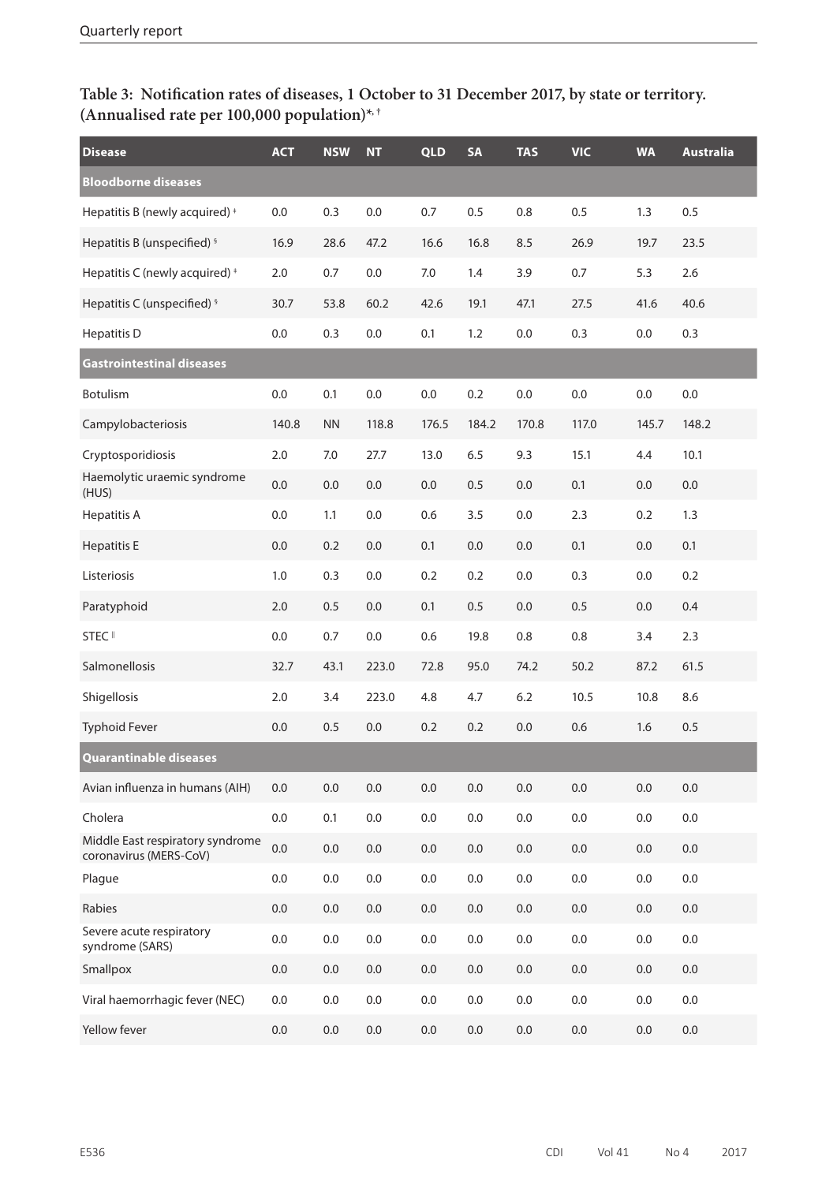**Table 3: Notification rates of diseases, 1 October to 31 December 2017, by state or territory. (Annualised rate per 100,000 population)*, †**

| Disease | ACT | NSW | NT | QLD | SA | TAS | VIC | WA | Australia |
|---|---|---|---|---|---|---|---|---|---|
| **Bloodborne diseases** | | | | | | | | | |
| Hepatitis B (newly acquired) ‡ | 0.0 | 0.3 | 0.0 | 0.7 | 0.5 | 0.8 | 0.5 | 1.3 | 0.5 |
| Hepatitis B (unspecified) § | 16.9 | 28.6 | 47.2 | 16.6 | 16.8 | 8.5 | 26.9 | 19.7 | 23.5 |
| Hepatitis C (newly acquired) ‡ | 2.0 | 0.7 | 0.0 | 7.0 | 1.4 | 3.9 | 0.7 | 5.3 | 2.6 |
| Hepatitis C (unspecified) § | 30.7 | 53.8 | 60.2 | 42.6 | 19.1 | 47.1 | 27.5 | 41.6 | 40.6 |
| Hepatitis D | 0.0 | 0.3 | 0.0 | 0.1 | 1.2 | 0.0 | 0.3 | 0.0 | 0.3 |
| **Gastrointestinal diseases** | | | | | | | | | |
| Botulism | 0.0 | 0.1 | 0.0 | 0.0 | 0.2 | 0.0 | 0.0 | 0.0 | 0.0 |
| Campylobacteriosis | 140.8 | NN | 118.8 | 176.5 | 184.2 | 170.8 | 117.0 | 145.7 | 148.2 |
| Cryptosporidiosis | 2.0 | 7.0 | 27.7 | 13.0 | 6.5 | 9.3 | 15.1 | 4.4 | 10.1 |
| Haemolytic uraemic syndrome (HUS) | 0.0 | 0.0 | 0.0 | 0.0 | 0.5 | 0.0 | 0.1 | 0.0 | 0.0 |
| Hepatitis A | 0.0 | 1.1 | 0.0 | 0.6 | 3.5 | 0.0 | 2.3 | 0.2 | 1.3 |
| Hepatitis E | 0.0 | 0.2 | 0.0 | 0.1 | 0.0 | 0.0 | 0.1 | 0.0 | 0.1 |
| Listeriosis | 1.0 | 0.3 | 0.0 | 0.2 | 0.2 | 0.0 | 0.3 | 0.0 | 0.2 |
| Paratyphoid | 2.0 | 0.5 | 0.0 | 0.1 | 0.5 | 0.0 | 0.5 | 0.0 | 0.4 |
| STEC ‖ | 0.0 | 0.7 | 0.0 | 0.6 | 19.8 | 0.8 | 0.8 | 3.4 | 2.3 |
| Salmonellosis | 32.7 | 43.1 | 223.0 | 72.8 | 95.0 | 74.2 | 50.2 | 87.2 | 61.5 |
| Shigellosis | 2.0 | 3.4 | 223.0 | 4.8 | 4.7 | 6.2 | 10.5 | 10.8 | 8.6 |
| Typhoid Fever | 0.0 | 0.5 | 0.0 | 0.2 | 0.2 | 0.0 | 0.6 | 1.6 | 0.5 |
| **Quarantinable diseases** | | | | | | | | | |
| Avian influenza in humans (AIH) | 0.0 | 0.0 | 0.0 | 0.0 | 0.0 | 0.0 | 0.0 | 0.0 | 0.0 |
| Cholera | 0.0 | 0.1 | 0.0 | 0.0 | 0.0 | 0.0 | 0.0 | 0.0 | 0.0 |
| Middle East respiratory syndrome coronavirus (MERS-CoV) | 0.0 | 0.0 | 0.0 | 0.0 | 0.0 | 0.0 | 0.0 | 0.0 | 0.0 |
| Plague | 0.0 | 0.0 | 0.0 | 0.0 | 0.0 | 0.0 | 0.0 | 0.0 | 0.0 |
| Rabies | 0.0 | 0.0 | 0.0 | 0.0 | 0.0 | 0.0 | 0.0 | 0.0 | 0.0 |
| Severe acute respiratory syndrome (SARS) | 0.0 | 0.0 | 0.0 | 0.0 | 0.0 | 0.0 | 0.0 | 0.0 | 0.0 |
| Smallpox | 0.0 | 0.0 | 0.0 | 0.0 | 0.0 | 0.0 | 0.0 | 0.0 | 0.0 |
| Viral haemorrhagic fever (NEC) | 0.0 | 0.0 | 0.0 | 0.0 | 0.0 | 0.0 | 0.0 | 0.0 | 0.0 |
| Yellow fever | 0.0 | 0.0 | 0.0 | 0.0 | 0.0 | 0.0 | 0.0 | 0.0 | 0.0 |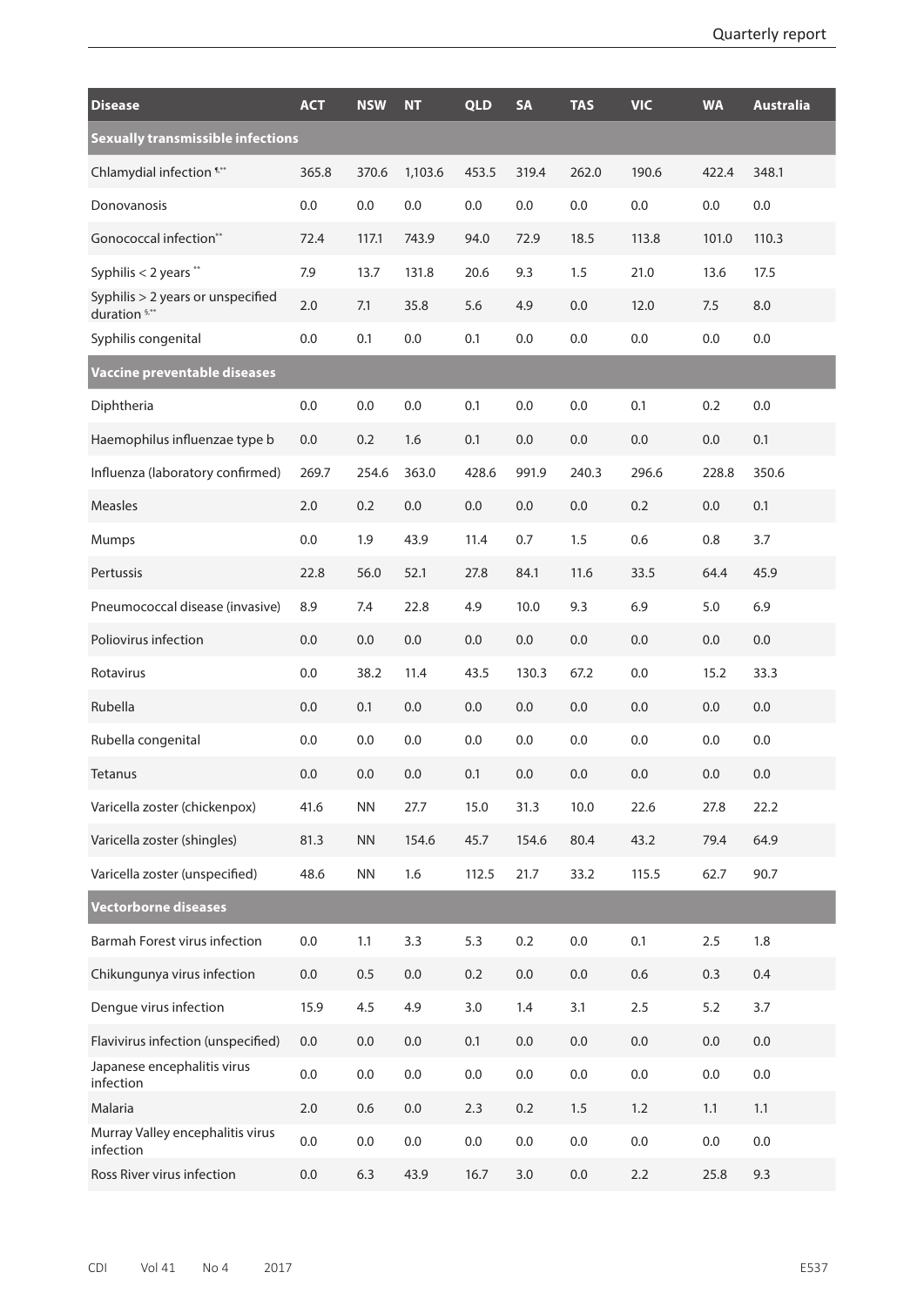| Disease | ACT | NSW | NT | QLD | SA | TAS | VIC | WA | Australia |
|---|---|---|---|---|---|---|---|---|---|
| **Sexually transmissible infections** | | | | | | | | | |
| Chlamydial infection ¶,** | 365.8 | 370.6 | 1,103.6 | 453.5 | 319.4 | 262.0 | 190.6 | 422.4 | 348.1 |
| Donovanosis | 0.0 | 0.0 | 0.0 | 0.0 | 0.0 | 0.0 | 0.0 | 0.0 | 0.0 |
| Gonococcal infection** | 72.4 | 117.1 | 743.9 | 94.0 | 72.9 | 18.5 | 113.8 | 101.0 | 110.3 |
| Syphilis < 2 years ** | 7.9 | 13.7 | 131.8 | 20.6 | 9.3 | 1.5 | 21.0 | 13.6 | 17.5 |
| Syphilis > 2 years or unspecified duration §,** | 2.0 | 7.1 | 35.8 | 5.6 | 4.9 | 0.0 | 12.0 | 7.5 | 8.0 |
| Syphilis congenital | 0.0 | 0.1 | 0.0 | 0.1 | 0.0 | 0.0 | 0.0 | 0.0 | 0.0 |
| **Vaccine preventable diseases** | | | | | | | | | |
| Diphtheria | 0.0 | 0.0 | 0.0 | 0.1 | 0.0 | 0.0 | 0.1 | 0.2 | 0.0 |
| Haemophilus influenzae type b | 0.0 | 0.2 | 1.6 | 0.1 | 0.0 | 0.0 | 0.0 | 0.0 | 0.1 |
| Influenza (laboratory confirmed) | 269.7 | 254.6 | 363.0 | 428.6 | 991.9 | 240.3 | 296.6 | 228.8 | 350.6 |
| Measles | 2.0 | 0.2 | 0.0 | 0.0 | 0.0 | 0.0 | 0.2 | 0.0 | 0.1 |
| Mumps | 0.0 | 1.9 | 43.9 | 11.4 | 0.7 | 1.5 | 0.6 | 0.8 | 3.7 |
| Pertussis | 22.8 | 56.0 | 52.1 | 27.8 | 84.1 | 11.6 | 33.5 | 64.4 | 45.9 |
| Pneumococcal disease (invasive) | 8.9 | 7.4 | 22.8 | 4.9 | 10.0 | 9.3 | 6.9 | 5.0 | 6.9 |
| Poliovirus infection | 0.0 | 0.0 | 0.0 | 0.0 | 0.0 | 0.0 | 0.0 | 0.0 | 0.0 |
| Rotavirus | 0.0 | 38.2 | 11.4 | 43.5 | 130.3 | 67.2 | 0.0 | 15.2 | 33.3 |
| Rubella | 0.0 | 0.1 | 0.0 | 0.0 | 0.0 | 0.0 | 0.0 | 0.0 | 0.0 |
| Rubella congenital | 0.0 | 0.0 | 0.0 | 0.0 | 0.0 | 0.0 | 0.0 | 0.0 | 0.0 |
| Tetanus | 0.0 | 0.0 | 0.0 | 0.1 | 0.0 | 0.0 | 0.0 | 0.0 | 0.0 |
| Varicella zoster (chickenpox) | 41.6 | NN | 27.7 | 15.0 | 31.3 | 10.0 | 22.6 | 27.8 | 22.2 |
| Varicella zoster (shingles) | 81.3 | NN | 154.6 | 45.7 | 154.6 | 80.4 | 43.2 | 79.4 | 64.9 |
| Varicella zoster (unspecified) | 48.6 | NN | 1.6 | 112.5 | 21.7 | 33.2 | 115.5 | 62.7 | 90.7 |
| **Vectorborne diseases** | | | | | | | | | |
| Barmah Forest virus infection | 0.0 | 1.1 | 3.3 | 5.3 | 0.2 | 0.0 | 0.1 | 2.5 | 1.8 |
| Chikungunya virus infection | 0.0 | 0.5 | 0.0 | 0.2 | 0.0 | 0.0 | 0.6 | 0.3 | 0.4 |
| Dengue virus infection | 15.9 | 4.5 | 4.9 | 3.0 | 1.4 | 3.1 | 2.5 | 5.2 | 3.7 |
| Flavivirus infection (unspecified) | 0.0 | 0.0 | 0.0 | 0.1 | 0.0 | 0.0 | 0.0 | 0.0 | 0.0 |
| Japanese encephalitis virus infection | 0.0 | 0.0 | 0.0 | 0.0 | 0.0 | 0.0 | 0.0 | 0.0 | 0.0 |
| Malaria | 2.0 | 0.6 | 0.0 | 2.3 | 0.2 | 1.5 | 1.2 | 1.1 | 1.1 |
| Murray Valley encephalitis virus infection | 0.0 | 0.0 | 0.0 | 0.0 | 0.0 | 0.0 | 0.0 | 0.0 | 0.0 |
| Ross River virus infection | 0.0 | 6.3 | 43.9 | 16.7 | 3.0 | 0.0 | 2.2 | 25.8 | 9.3 |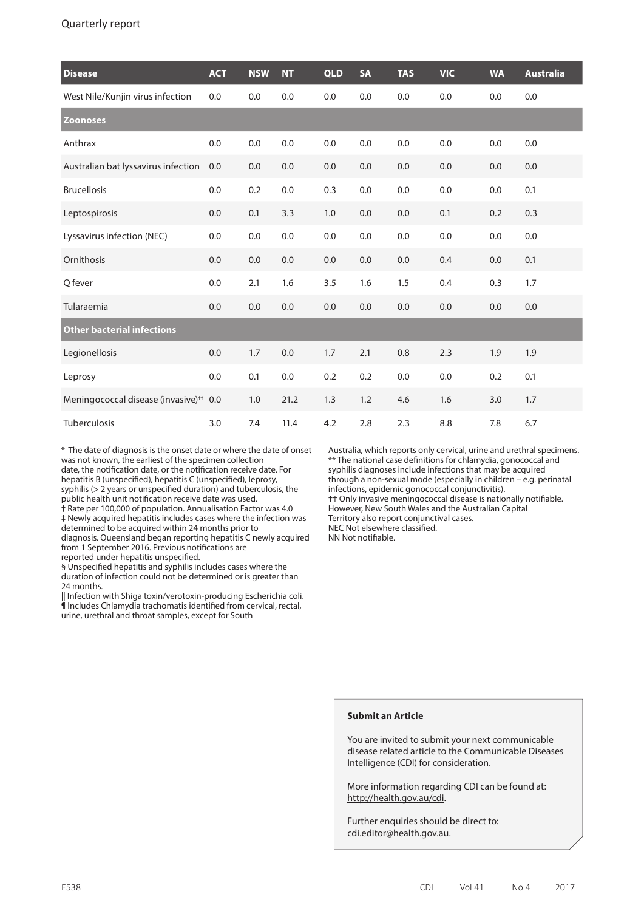| Disease | ACT | NSW | NT | QLD | SA | TAS | VIC | WA | Australia |
|---|---|---|---|---|---|---|---|---|---|
| West Nile/Kunjin virus infection | 0.0 | 0.0 | 0.0 | 0.0 | 0.0 | 0.0 | 0.0 | 0.0 | 0.0 |
| **Zoonoses** | | | | | | | | | |
| Anthrax | 0.0 | 0.0 | 0.0 | 0.0 | 0.0 | 0.0 | 0.0 | 0.0 | 0.0 |
| Australian bat lyssavirus infection | 0.0 | 0.0 | 0.0 | 0.0 | 0.0 | 0.0 | 0.0 | 0.0 | 0.0 |
| Brucellosis | 0.0 | 0.2 | 0.0 | 0.3 | 0.0 | 0.0 | 0.0 | 0.0 | 0.1 |
| Leptospirosis | 0.0 | 0.1 | 3.3 | 1.0 | 0.0 | 0.0 | 0.1 | 0.2 | 0.3 |
| Lyssavirus infection (NEC) | 0.0 | 0.0 | 0.0 | 0.0 | 0.0 | 0.0 | 0.0 | 0.0 | 0.0 |
| Ornithosis | 0.0 | 0.0 | 0.0 | 0.0 | 0.0 | 0.0 | 0.4 | 0.0 | 0.1 |
| Q fever | 0.0 | 2.1 | 1.6 | 3.5 | 1.6 | 1.5 | 0.4 | 0.3 | 1.7 |
| Tularaemia | 0.0 | 0.0 | 0.0 | 0.0 | 0.0 | 0.0 | 0.0 | 0.0 | 0.0 |
| **Other bacterial infections** | | | | | | | | | |
| Legionellosis | 0.0 | 1.7 | 0.0 | 1.7 | 2.1 | 0.8 | 2.3 | 1.9 | 1.9 |
| Leprosy | 0.0 | 0.1 | 0.0 | 0.2 | 0.2 | 0.0 | 0.0 | 0.2 | 0.1 |
| Meningococcal disease (invasive)†† | 0.0 | 1.0 | 21.2 | 1.3 | 1.2 | 4.6 | 1.6 | 3.0 | 1.7 |
| Tuberculosis | 3.0 | 7.4 | 11.4 | 4.2 | 2.8 | 2.3 | 8.8 | 7.8 | 6.7 |

* The date of diagnosis is the onset date or where the date of onset was not known, the earliest of the specimen collection date, the notification date, or the notification receive date. For hepatitis B (unspecified), hepatitis C (unspecified), leprosy, syphilis (> 2 years or unspecified duration) and tuberculosis, the public health unit notification receive date was used.

† Rate per 100,000 of population. Annualisation Factor was 4.0

‡ Newly acquired hepatitis includes cases where the infection was determined to be acquired within 24 months prior to diagnosis. Queensland began reporting hepatitis C newly acquired from 1 September 2016. Previous notifications are reported under hepatitis unspecified.

§ Unspecified hepatitis and syphilis includes cases where the duration of infection could not be determined or is greater than 24 months.

|| Infection with Shiga toxin/verotoxin-producing Escherichia coli.

¶ Includes Chlamydia trachomatis identified from cervical, rectal, urine, urethral and throat samples, except for South Australia, which reports only cervical, urine and urethral specimens.

** The national case definitions for chlamydia, gonococcal and syphilis diagnoses include infections that may be acquired through a non-sexual mode (especially in children – e.g. perinatal infections, epidemic gonococcal conjunctivitis).

†† Only invasive meningococcal disease is nationally notifiable. However, New South Wales and the Australian Capital Territory also report conjunctival cases.

NEC Not elsewhere classified.

NN Not notifiable.

**Submit an Article**

You are invited to submit your next communicable disease related article to the Communicable Diseases Intelligence (CDI) for consideration.

More information regarding CDI can be found at: http://health.gov.au/cdi.

Further enquiries should be direct to: cdi.editor@health.gov.au.